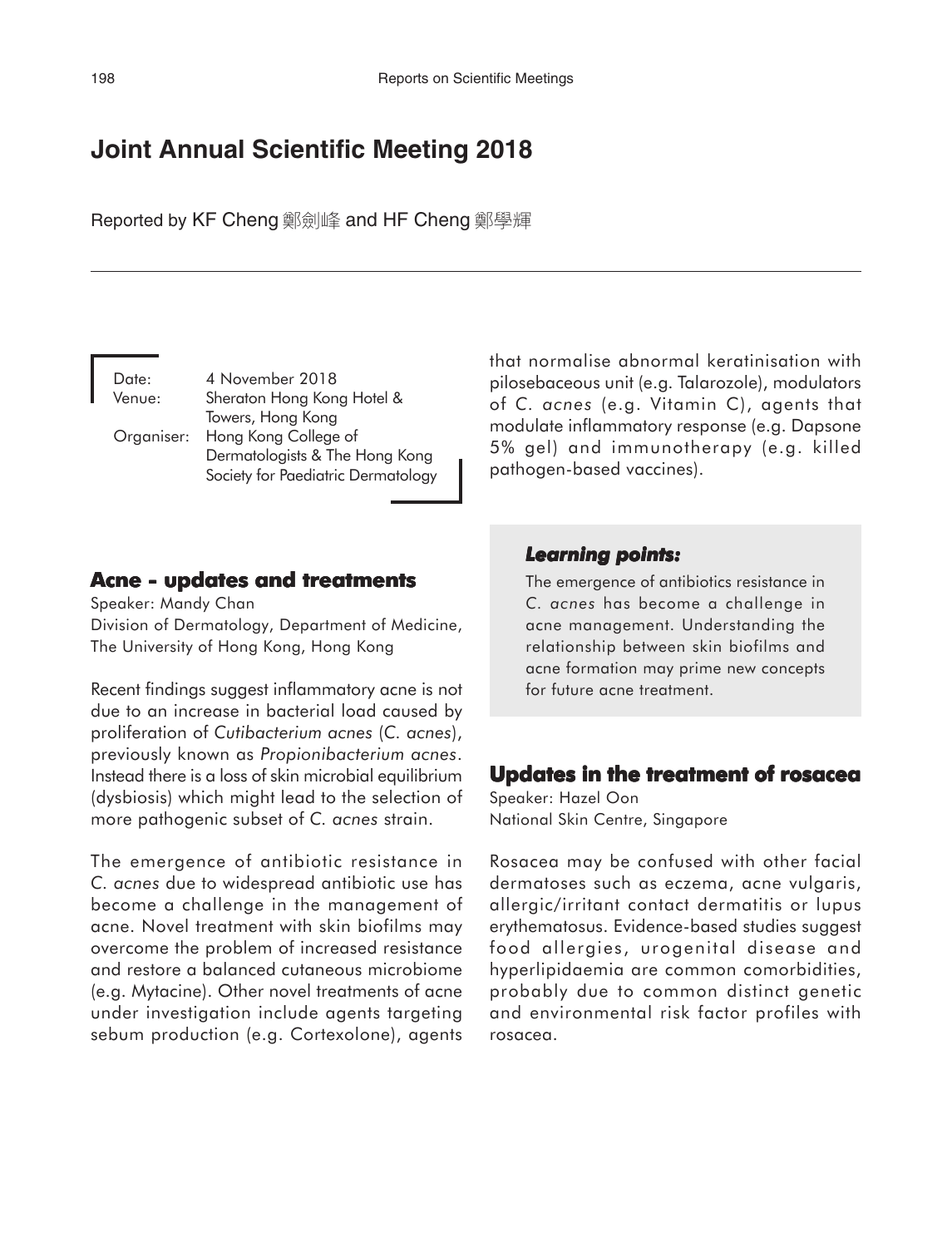# Joint Annual Scientific Meeting 2018

Reported by KF Cheng 鄭劍峰 and HF Cheng 鄭學輝

Date: 4 November 2018
Venue: Sheraton Hong Kong Hotel & Towers, Hong Kong
Organiser: Hong Kong College of Dermatologists & The Hong Kong Society for Paediatric Dermatology

## Acne - updates and treatments

Speaker: Mandy Chan
Division of Dermatology, Department of Medicine, The University of Hong Kong, Hong Kong

Recent findings suggest inflammatory acne is not due to an increase in bacterial load caused by proliferation of *Cutibacterium acnes* (*C. acnes*), previously known as *Propionibacterium acnes*. Instead there is a loss of skin microbial equilibrium (dysbiosis) which might lead to the selection of more pathogenic subset of *C. acnes* strain.

The emergence of antibiotic resistance in *C. acnes* due to widespread antibiotic use has become a challenge in the management of acne. Novel treatment with skin biofilms may overcome the problem of increased resistance and restore a balanced cutaneous microbiome (e.g. Mytacine). Other novel treatments of acne under investigation include agents targeting sebum production (e.g. Cortexolone), agents that normalise abnormal keratinisation with pilosebaceous unit (e.g. Talarozole), modulators of *C. acnes* (e.g. Vitamin C), agents that modulate inflammatory response (e.g. Dapsone 5% gel) and immunotherapy (e.g. killed pathogen-based vaccines).

***Learning points:***

The emergence of antibiotics resistance in *C. acnes* has become a challenge in acne management. Understanding the relationship between skin biofilms and acne formation may prime new concepts for future acne treatment.

## Updates in the treatment of rosacea

Speaker: Hazel Oon
National Skin Centre, Singapore

Rosacea may be confused with other facial dermatoses such as eczema, acne vulgaris, allergic/irritant contact dermatitis or lupus erythematosus. Evidence-based studies suggest food allergies, urogenital disease and hyperlipidaemia are common comorbidities, probably due to common distinct genetic and environmental risk factor profiles with rosacea.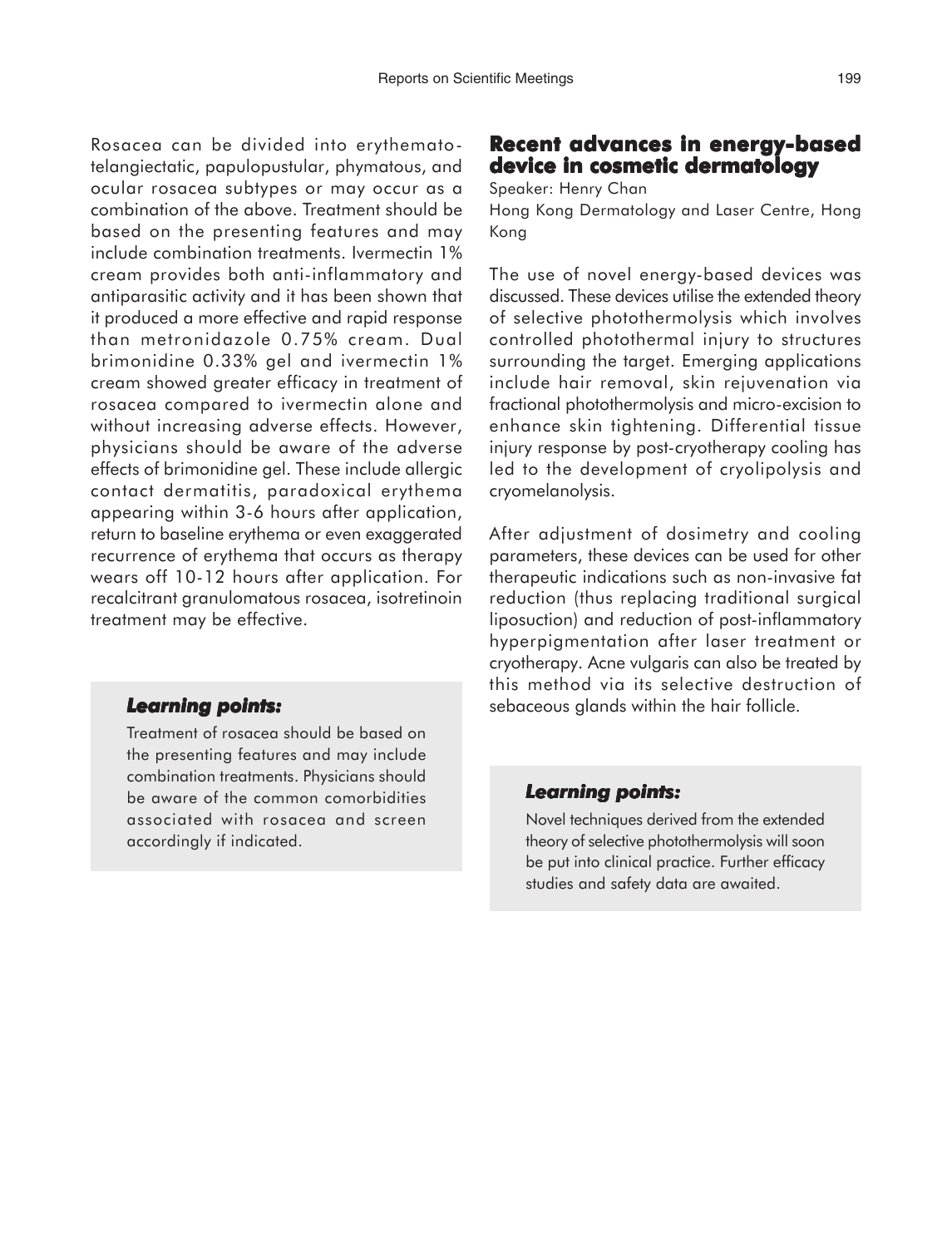Rosacea can be divided into erythemato-telangiectatic, papulopustular, phymatous, and ocular rosacea subtypes or may occur as a combination of the above. Treatment should be based on the presenting features and may include combination treatments. Ivermectin 1% cream provides both anti-inflammatory and antiparasitic activity and it has been shown that it produced a more effective and rapid response than metronidazole 0.75% cream. Dual brimonidine 0.33% gel and ivermectin 1% cream showed greater efficacy in treatment of rosacea compared to ivermectin alone and without increasing adverse effects. However, physicians should be aware of the adverse effects of brimonidine gel. These include allergic contact dermatitis, paradoxical erythema appearing within 3-6 hours after application, return to baseline erythema or even exaggerated recurrence of erythema that occurs as therapy wears off 10-12 hours after application. For recalcitrant granulomatous rosacea, isotretinoin treatment may be effective.

### *Learning points:*

Treatment of rosacea should be based on the presenting features and may include combination treatments. Physicians should be aware of the common comorbidities associated with rosacea and screen accordingly if indicated.

## Recent advances in energy-based device in cosmetic dermatology

Speaker: Henry Chan

Hong Kong Dermatology and Laser Centre, Hong Kong

The use of novel energy-based devices was discussed. These devices utilise the extended theory of selective photothermolysis which involves controlled photothermal injury to structures surrounding the target. Emerging applications include hair removal, skin rejuvenation via fractional photothermolysis and micro-excision to enhance skin tightening. Differential tissue injury response by post-cryotherapy cooling has led to the development of cryolipolysis and cryomelanolysis.

After adjustment of dosimetry and cooling parameters, these devices can be used for other therapeutic indications such as non-invasive fat reduction (thus replacing traditional surgical liposuction) and reduction of post-inflammatory hyperpigmentation after laser treatment or cryotherapy. Acne vulgaris can also be treated by this method via its selective destruction of sebaceous glands within the hair follicle.

### *Learning points:*

Novel techniques derived from the extended theory of selective photothermolysis will soon be put into clinical practice. Further efficacy studies and safety data are awaited.